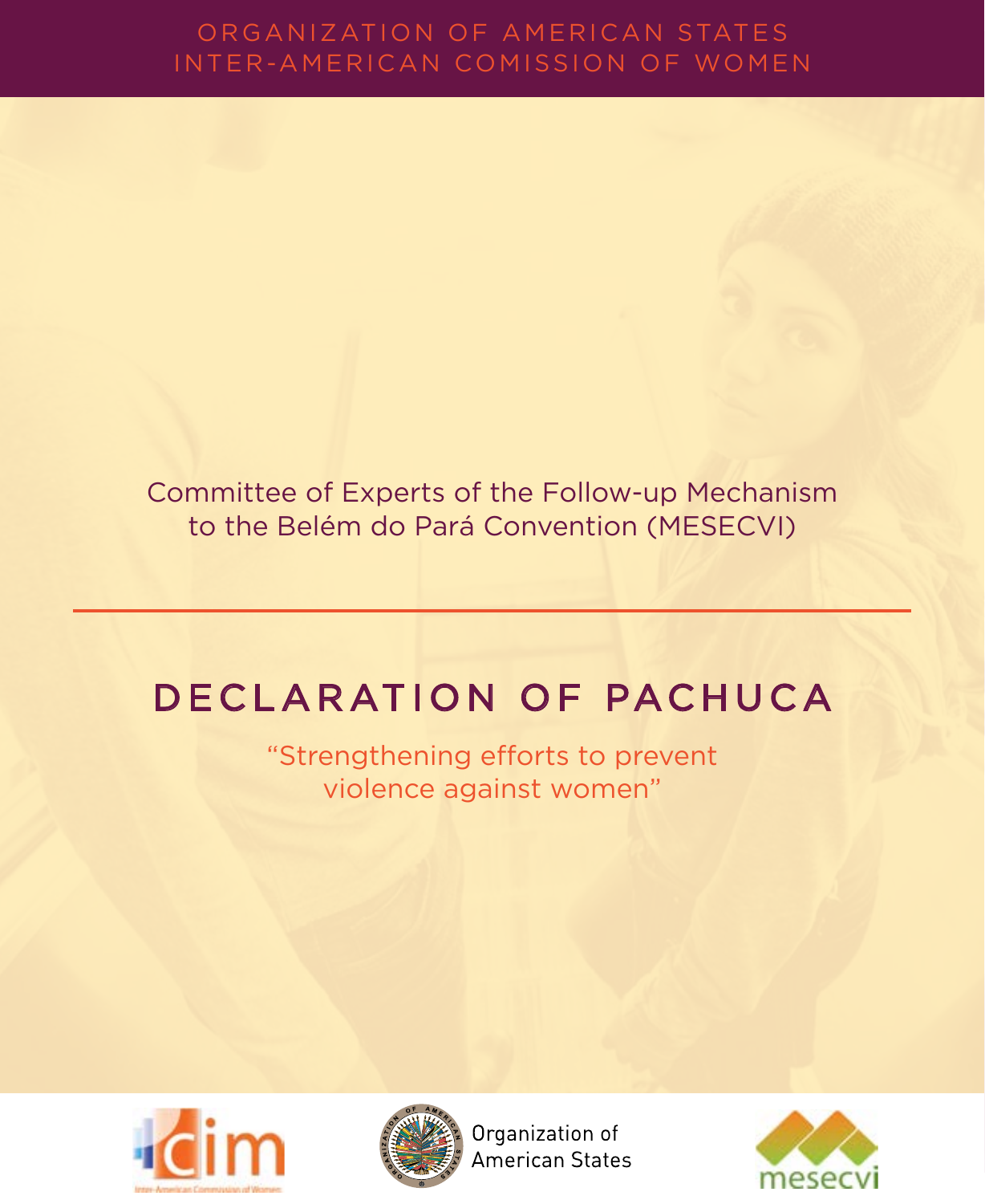ORGANIZATION OF AMERICAN STATES
INTER-AMERICAN COMISSION OF WOMEN

Committee of Experts of the Follow-up Mechanism to the Belém do Pará Convention (MESECVI)

# DECLARATION OF PACHUCA

"Strengthening efforts to prevent violence against women"

Organization of American States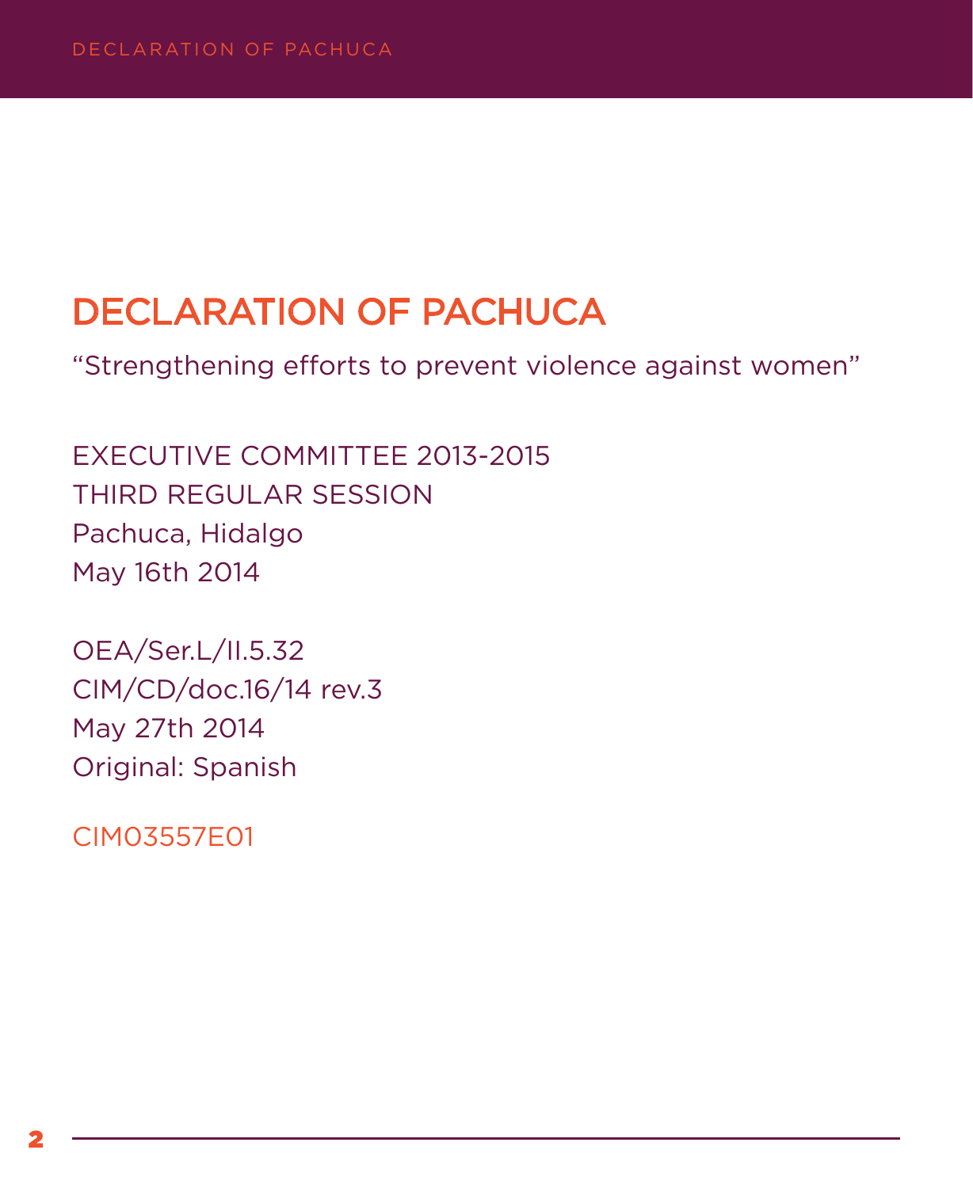# DECLARATION OF PACHUCA

"Strengthening efforts to prevent violence against women"

EXECUTIVE COMMITTEE 2013-2015
THIRD REGULAR SESSION
Pachuca, Hidalgo
May 16th 2014

OEA/Ser.L/II.5.32
CIM/CD/doc.16/14 rev.3
May 27th 2014
Original: Spanish

CIM03557E01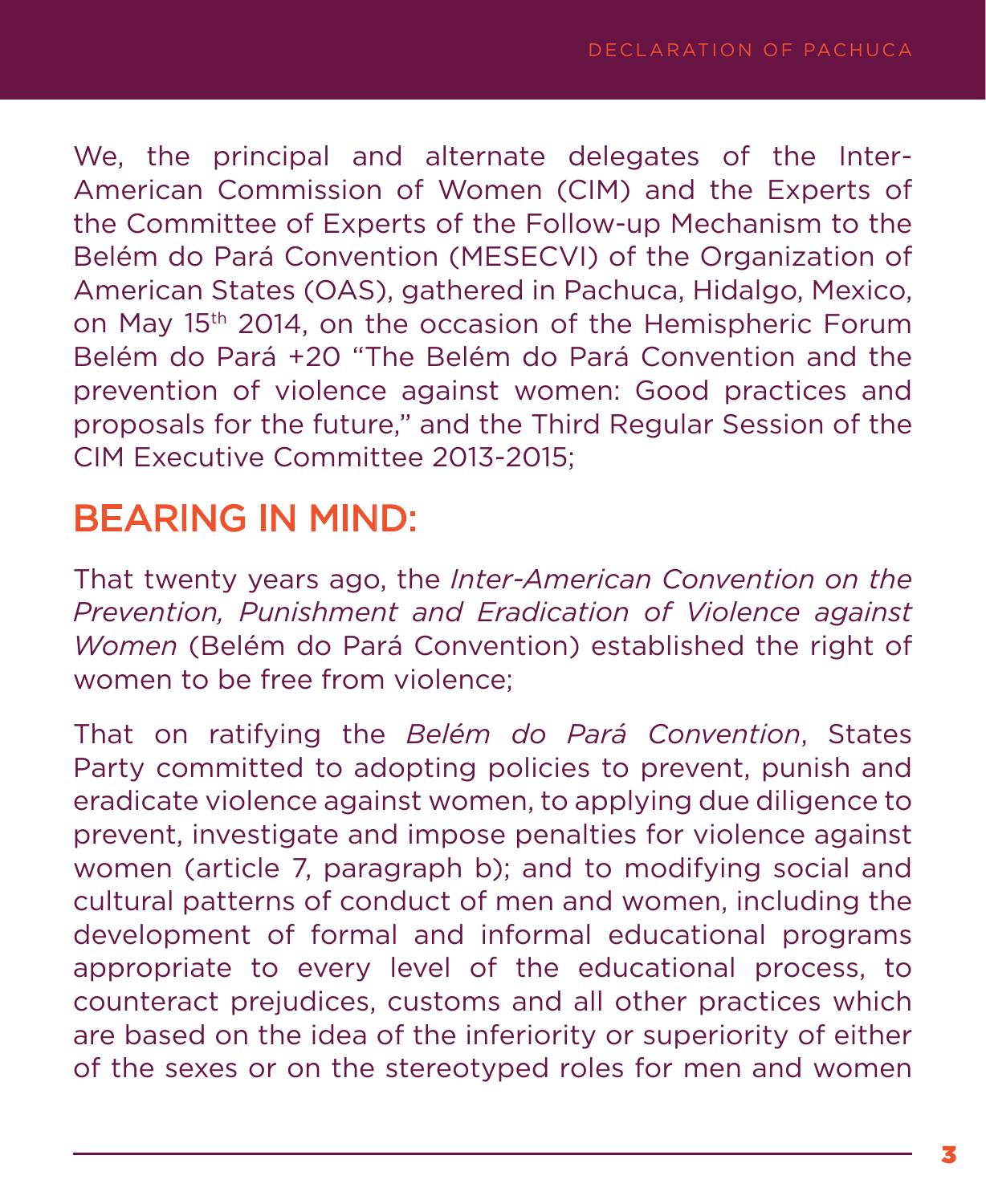We, the principal and alternate delegates of the Inter-American Commission of Women (CIM) and the Experts of the Committee of Experts of the Follow-up Mechanism to the Belém do Pará Convention (MESECVI) of the Organization of American States (OAS), gathered in Pachuca, Hidalgo, Mexico, on May 15th 2014, on the occasion of the Hemispheric Forum Belém do Pará +20 "The Belém do Pará Convention and the prevention of violence against women: Good practices and proposals for the future," and the Third Regular Session of the CIM Executive Committee 2013-2015;

## BEARING IN MIND:

That twenty years ago, the *Inter-American Convention on the Prevention, Punishment and Eradication of Violence against Women* (Belém do Pará Convention) established the right of women to be free from violence;

That on ratifying the *Belém do Pará Convention*, States Party committed to adopting policies to prevent, punish and eradicate violence against women, to applying due diligence to prevent, investigate and impose penalties for violence against women (article 7, paragraph b); and to modifying social and cultural patterns of conduct of men and women, including the development of formal and informal educational programs appropriate to every level of the educational process, to counteract prejudices, customs and all other practices which are based on the idea of the inferiority or superiority of either of the sexes or on the stereotyped roles for men and women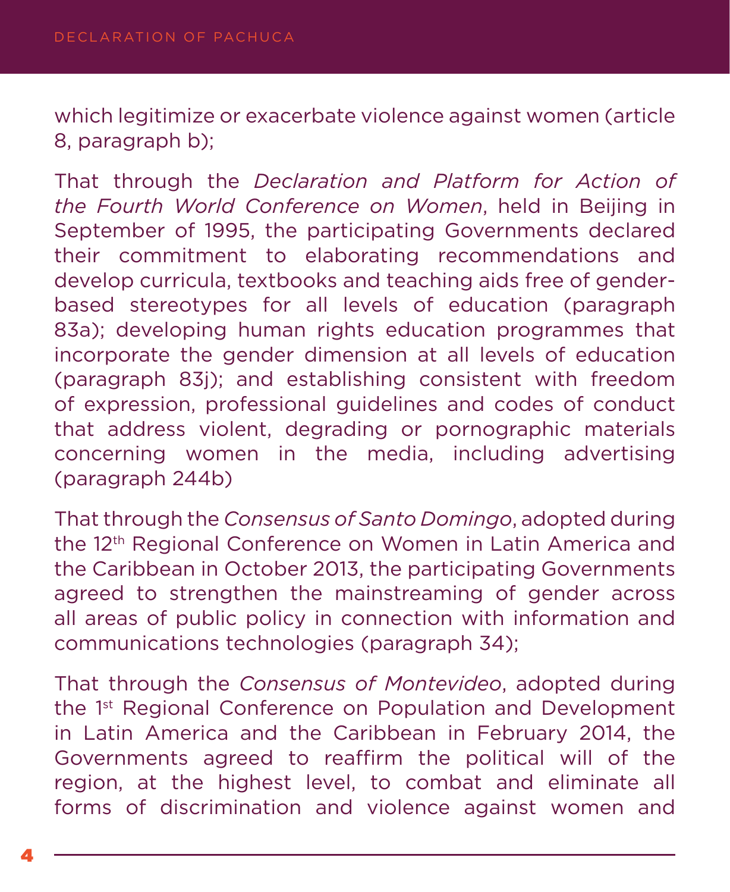which legitimize or exacerbate violence against women (article 8, paragraph b);

That through the *Declaration and Platform for Action of the Fourth World Conference on Women*, held in Beijing in September of 1995, the participating Governments declared their commitment to elaborating recommendations and develop curricula, textbooks and teaching aids free of gender-based stereotypes for all levels of education (paragraph 83a); developing human rights education programmes that incorporate the gender dimension at all levels of education (paragraph 83j); and establishing consistent with freedom of expression, professional guidelines and codes of conduct that address violent, degrading or pornographic materials concerning women in the media, including advertising (paragraph 244b)

That through the *Consensus of Santo Domingo*, adopted during the 12th Regional Conference on Women in Latin America and the Caribbean in October 2013, the participating Governments agreed to strengthen the mainstreaming of gender across all areas of public policy in connection with information and communications technologies (paragraph 34);

That through the *Consensus of Montevideo*, adopted during the 1st Regional Conference on Population and Development in Latin America and the Caribbean in February 2014, the Governments agreed to reaffirm the political will of the region, at the highest level, to combat and eliminate all forms of discrimination and violence against women and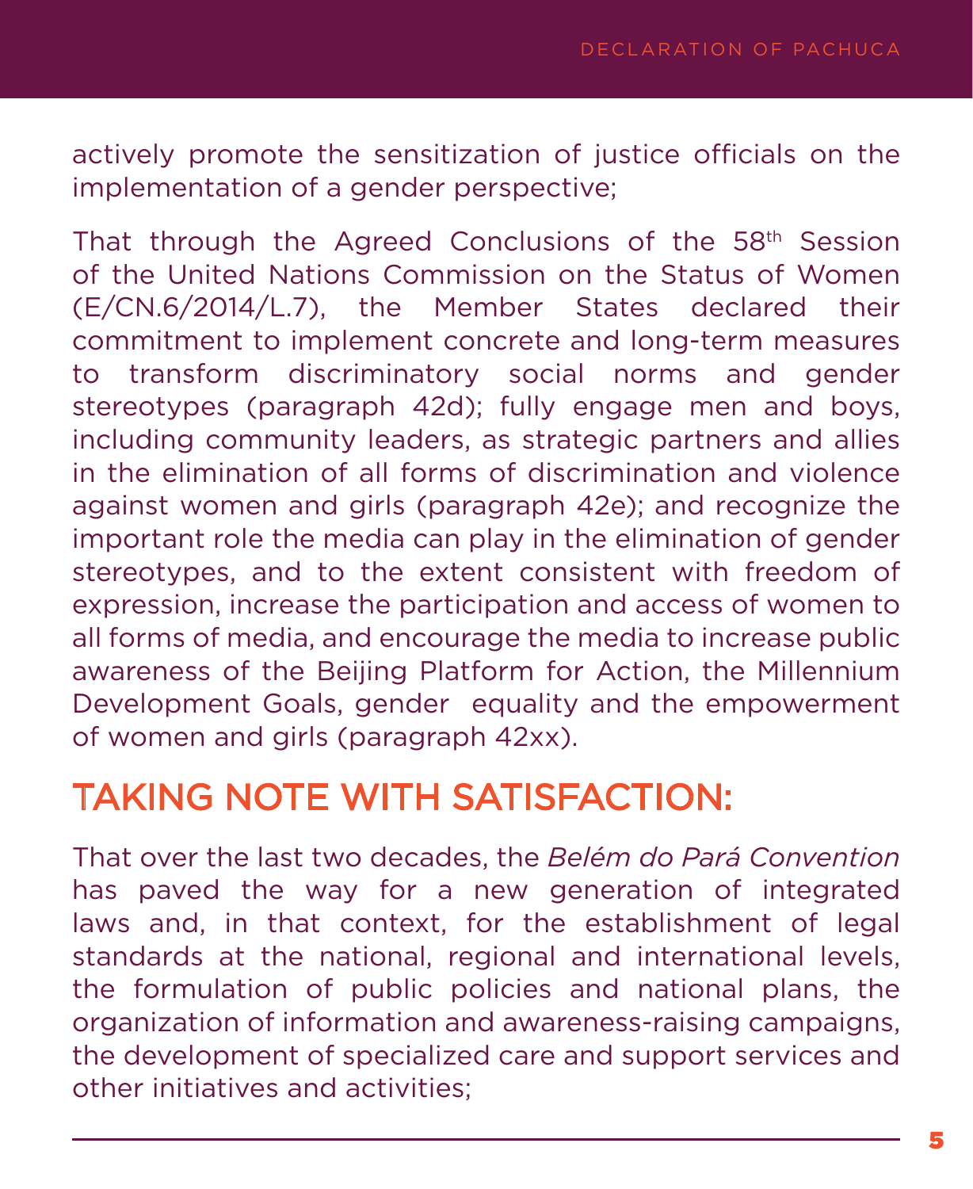actively promote the sensitization of justice officials on the implementation of a gender perspective;

That through the Agreed Conclusions of the 58th Session of the United Nations Commission on the Status of Women (E/CN.6/2014/L.7), the Member States declared their commitment to implement concrete and long-term measures to transform discriminatory social norms and gender stereotypes (paragraph 42d); fully engage men and boys, including community leaders, as strategic partners and allies in the elimination of all forms of discrimination and violence against women and girls (paragraph 42e); and recognize the important role the media can play in the elimination of gender stereotypes, and to the extent consistent with freedom of expression, increase the participation and access of women to all forms of media, and encourage the media to increase public awareness of the Beijing Platform for Action, the Millennium Development Goals, gender equality and the empowerment of women and girls (paragraph 42xx).

## TAKING NOTE WITH SATISFACTION:

That over the last two decades, the *Belém do Pará Convention* has paved the way for a new generation of integrated laws and, in that context, for the establishment of legal standards at the national, regional and international levels, the formulation of public policies and national plans, the organization of information and awareness-raising campaigns, the development of specialized care and support services and other initiatives and activities;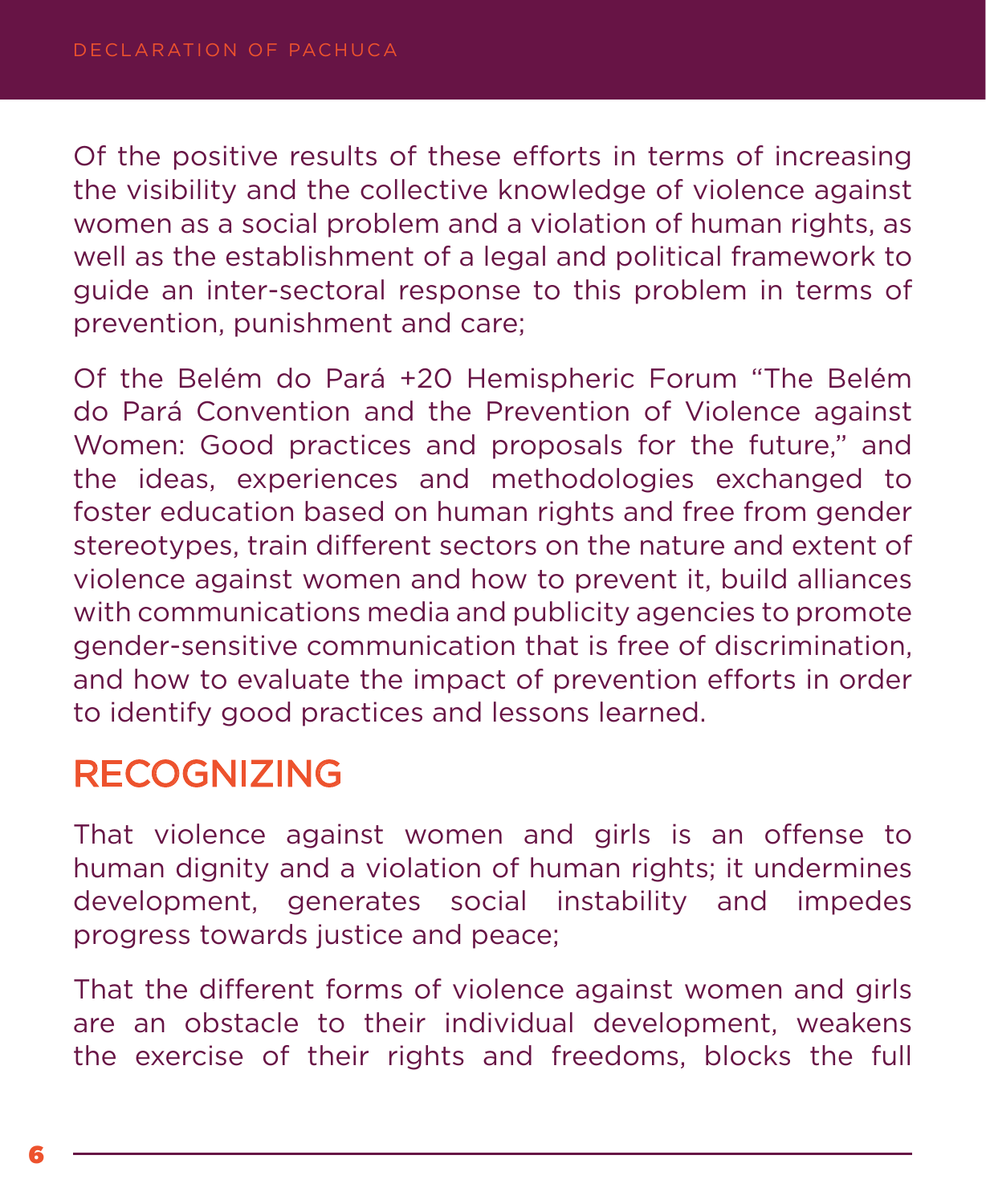Of the positive results of these efforts in terms of increasing the visibility and the collective knowledge of violence against women as a social problem and a violation of human rights, as well as the establishment of a legal and political framework to guide an inter-sectoral response to this problem in terms of prevention, punishment and care;

Of the Belém do Pará +20 Hemispheric Forum "The Belém do Pará Convention and the Prevention of Violence against Women: Good practices and proposals for the future," and the ideas, experiences and methodologies exchanged to foster education based on human rights and free from gender stereotypes, train different sectors on the nature and extent of violence against women and how to prevent it, build alliances with communications media and publicity agencies to promote gender-sensitive communication that is free of discrimination, and how to evaluate the impact of prevention efforts in order to identify good practices and lessons learned.

## RECOGNIZING

That violence against women and girls is an offense to human dignity and a violation of human rights; it undermines development, generates social instability and impedes progress towards justice and peace;

That the different forms of violence against women and girls are an obstacle to their individual development, weakens the exercise of their rights and freedoms, blocks the full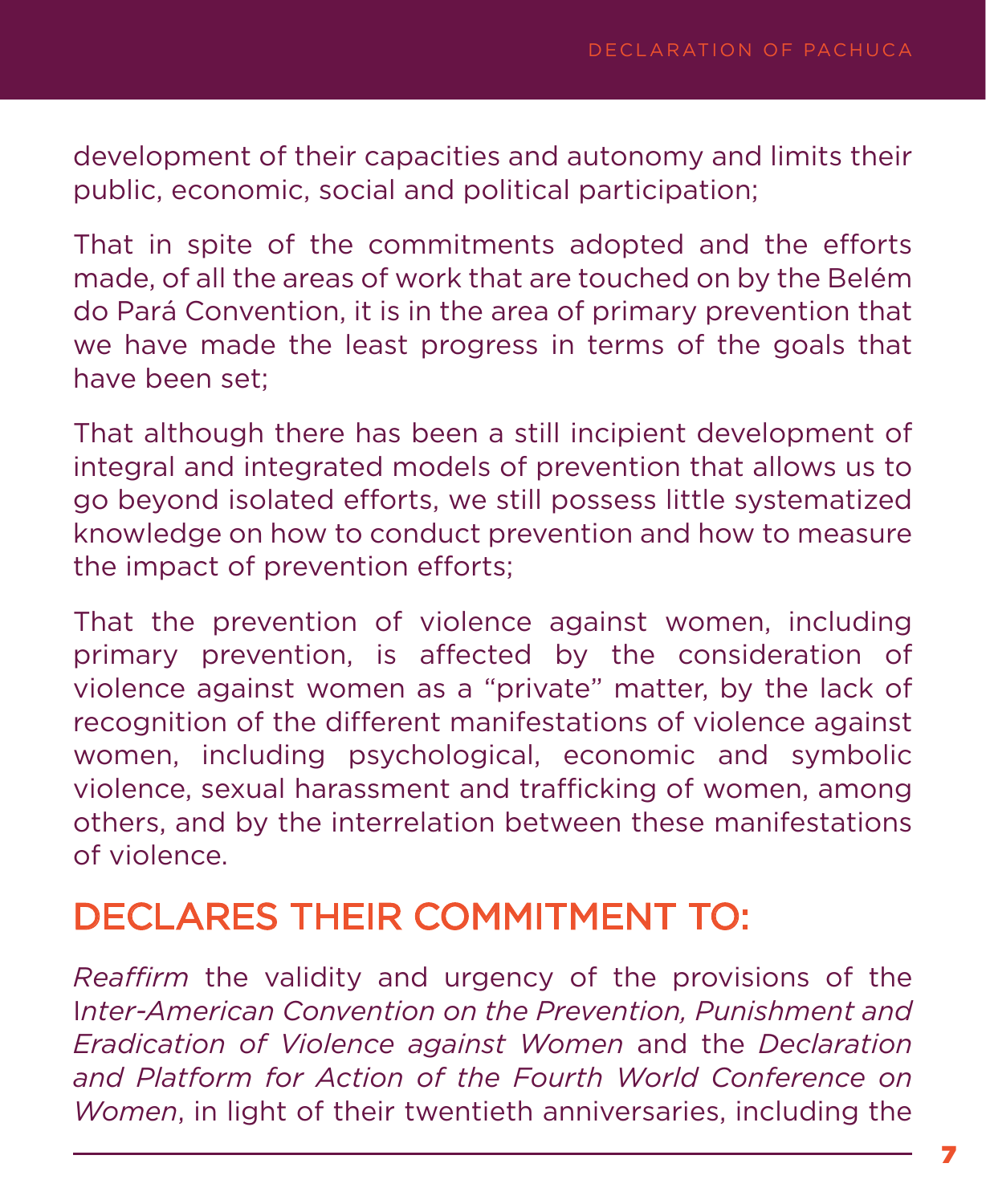development of their capacities and autonomy and limits their public, economic, social and political participation;

That in spite of the commitments adopted and the efforts made, of all the areas of work that are touched on by the Belém do Pará Convention, it is in the area of primary prevention that we have made the least progress in terms of the goals that have been set;

That although there has been a still incipient development of integral and integrated models of prevention that allows us to go beyond isolated efforts, we still possess little systematized knowledge on how to conduct prevention and how to measure the impact of prevention efforts;

That the prevention of violence against women, including primary prevention, is affected by the consideration of violence against women as a "private" matter, by the lack of recognition of the different manifestations of violence against women, including psychological, economic and symbolic violence, sexual harassment and trafficking of women, among others, and by the interrelation between these manifestations of violence.

## DECLARES THEIR COMMITMENT TO:

*Reaffirm* the validity and urgency of the provisions of the I*nter-American Convention on the Prevention, Punishment and Eradication of Violence against Women* and the *Declaration and Platform for Action of the Fourth World Conference on Women*, in light of their twentieth anniversaries, including the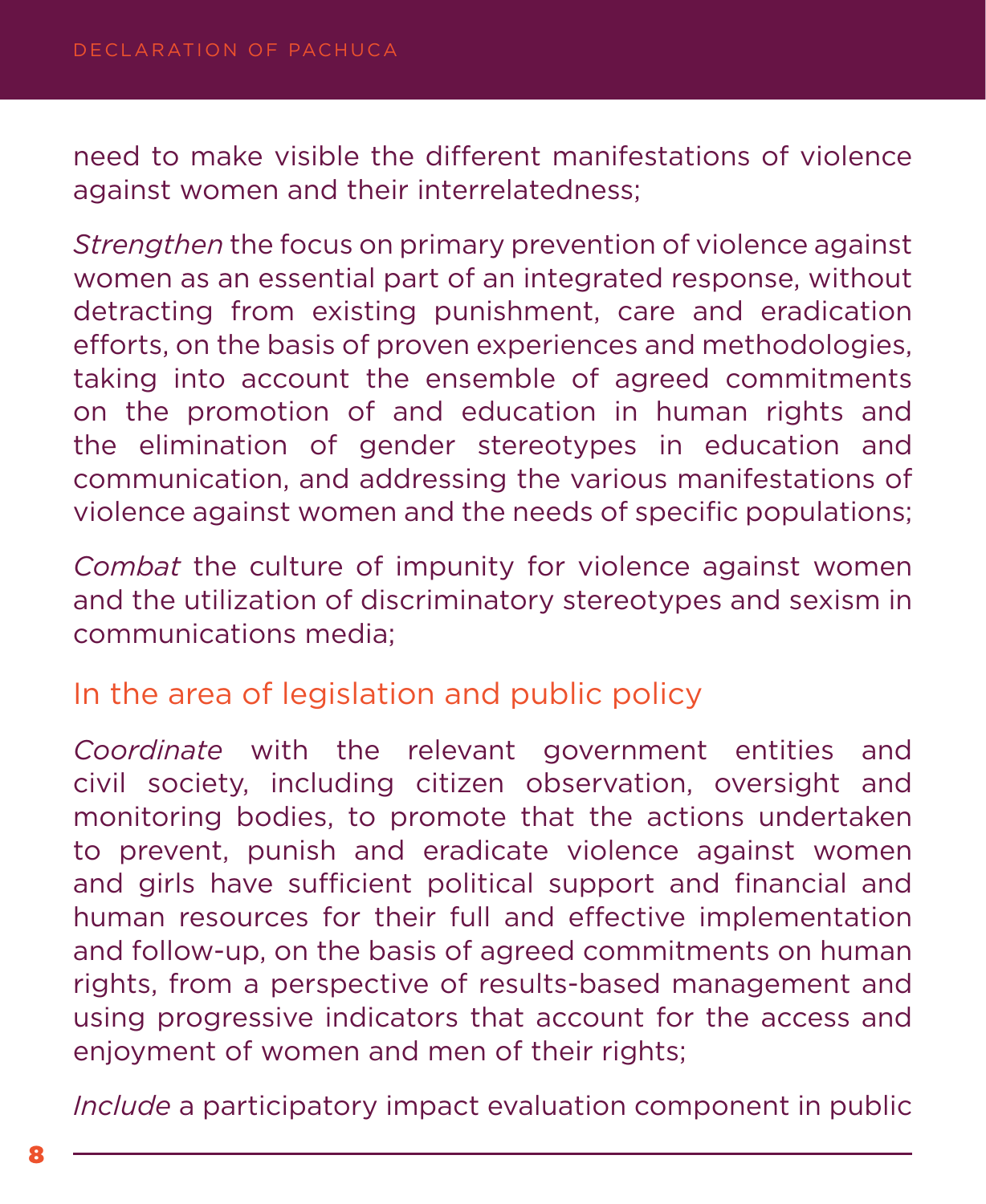need to make visible the different manifestations of violence against women and their interrelatedness;

*Strengthen* the focus on primary prevention of violence against women as an essential part of an integrated response, without detracting from existing punishment, care and eradication efforts, on the basis of proven experiences and methodologies, taking into account the ensemble of agreed commitments on the promotion of and education in human rights and the elimination of gender stereotypes in education and communication, and addressing the various manifestations of violence against women and the needs of specific populations;

*Combat* the culture of impunity for violence against women and the utilization of discriminatory stereotypes and sexism in communications media;

## In the area of legislation and public policy

*Coordinate* with the relevant government entities and civil society, including citizen observation, oversight and monitoring bodies, to promote that the actions undertaken to prevent, punish and eradicate violence against women and girls have sufficient political support and financial and human resources for their full and effective implementation and follow-up, on the basis of agreed commitments on human rights, from a perspective of results-based management and using progressive indicators that account for the access and enjoyment of women and men of their rights;

*Include* a participatory impact evaluation component in public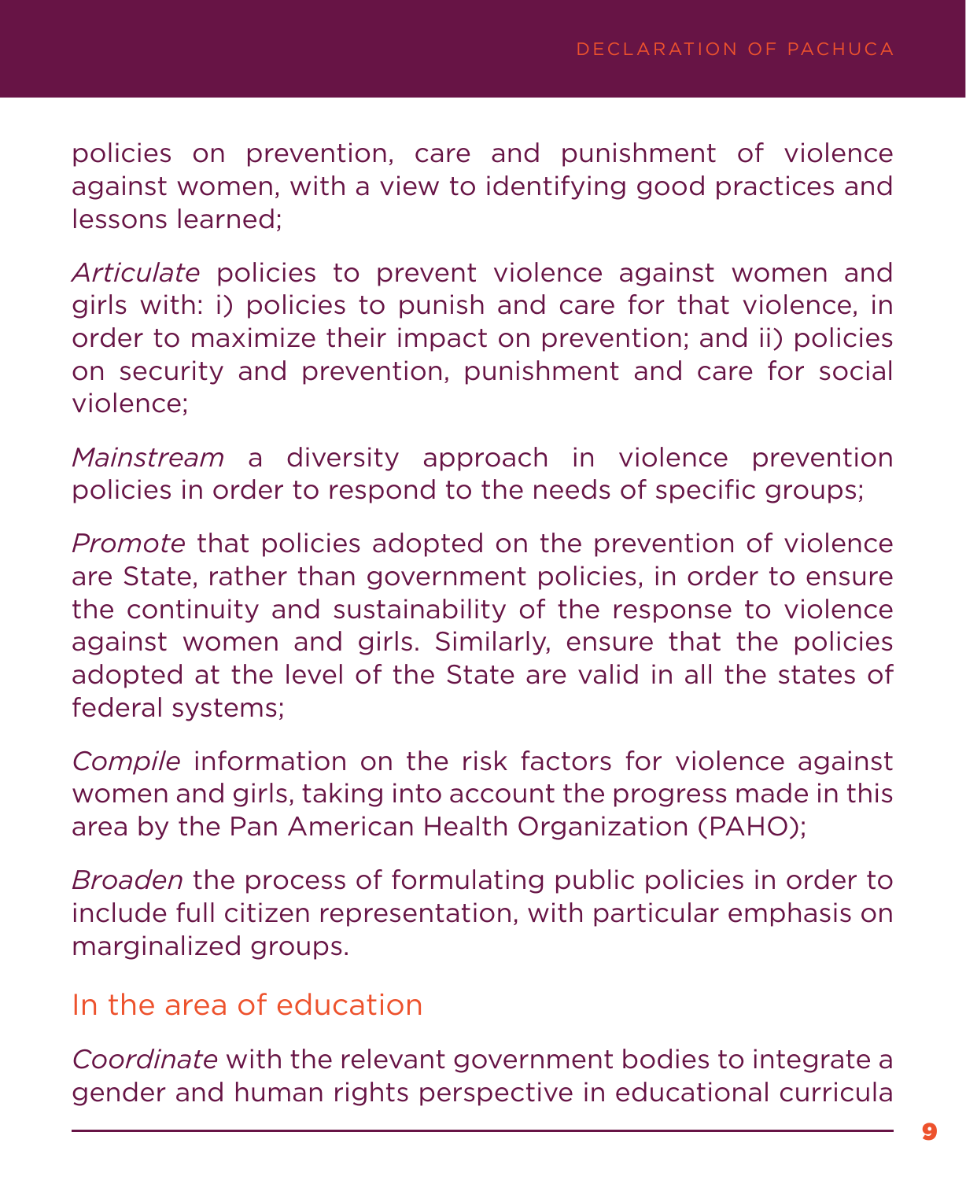policies on prevention, care and punishment of violence against women, with a view to identifying good practices and lessons learned;

*Articulate* policies to prevent violence against women and girls with: i) policies to punish and care for that violence, in order to maximize their impact on prevention; and ii) policies on security and prevention, punishment and care for social violence;

*Mainstream* a diversity approach in violence prevention policies in order to respond to the needs of specific groups;

*Promote* that policies adopted on the prevention of violence are State, rather than government policies, in order to ensure the continuity and sustainability of the response to violence against women and girls. Similarly, ensure that the policies adopted at the level of the State are valid in all the states of federal systems;

*Compile* information on the risk factors for violence against women and girls, taking into account the progress made in this area by the Pan American Health Organization (PAHO);

*Broaden* the process of formulating public policies in order to include full citizen representation, with particular emphasis on marginalized groups.

## In the area of education

*Coordinate* with the relevant government bodies to integrate a gender and human rights perspective in educational curricula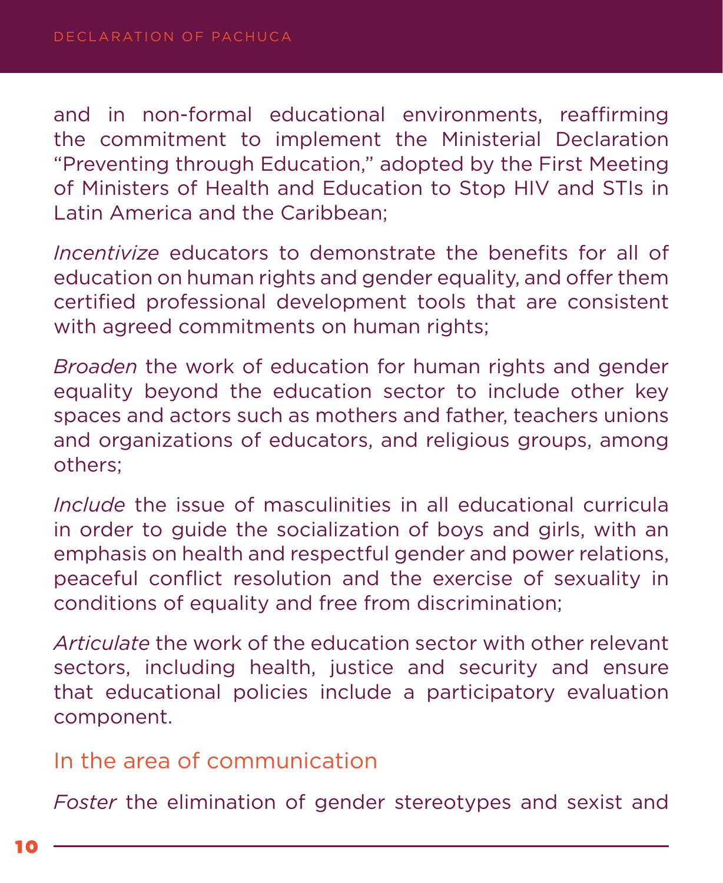and in non-formal educational environments, reaffirming the commitment to implement the Ministerial Declaration "Preventing through Education," adopted by the First Meeting of Ministers of Health and Education to Stop HIV and STIs in Latin America and the Caribbean;

*Incentivize* educators to demonstrate the benefits for all of education on human rights and gender equality, and offer them certified professional development tools that are consistent with agreed commitments on human rights;

*Broaden* the work of education for human rights and gender equality beyond the education sector to include other key spaces and actors such as mothers and father, teachers unions and organizations of educators, and religious groups, among others;

*Include* the issue of masculinities in all educational curricula in order to guide the socialization of boys and girls, with an emphasis on health and respectful gender and power relations, peaceful conflict resolution and the exercise of sexuality in conditions of equality and free from discrimination;

*Articulate* the work of the education sector with other relevant sectors, including health, justice and security and ensure that educational policies include a participatory evaluation component.

## In the area of communication

*Foster* the elimination of gender stereotypes and sexist and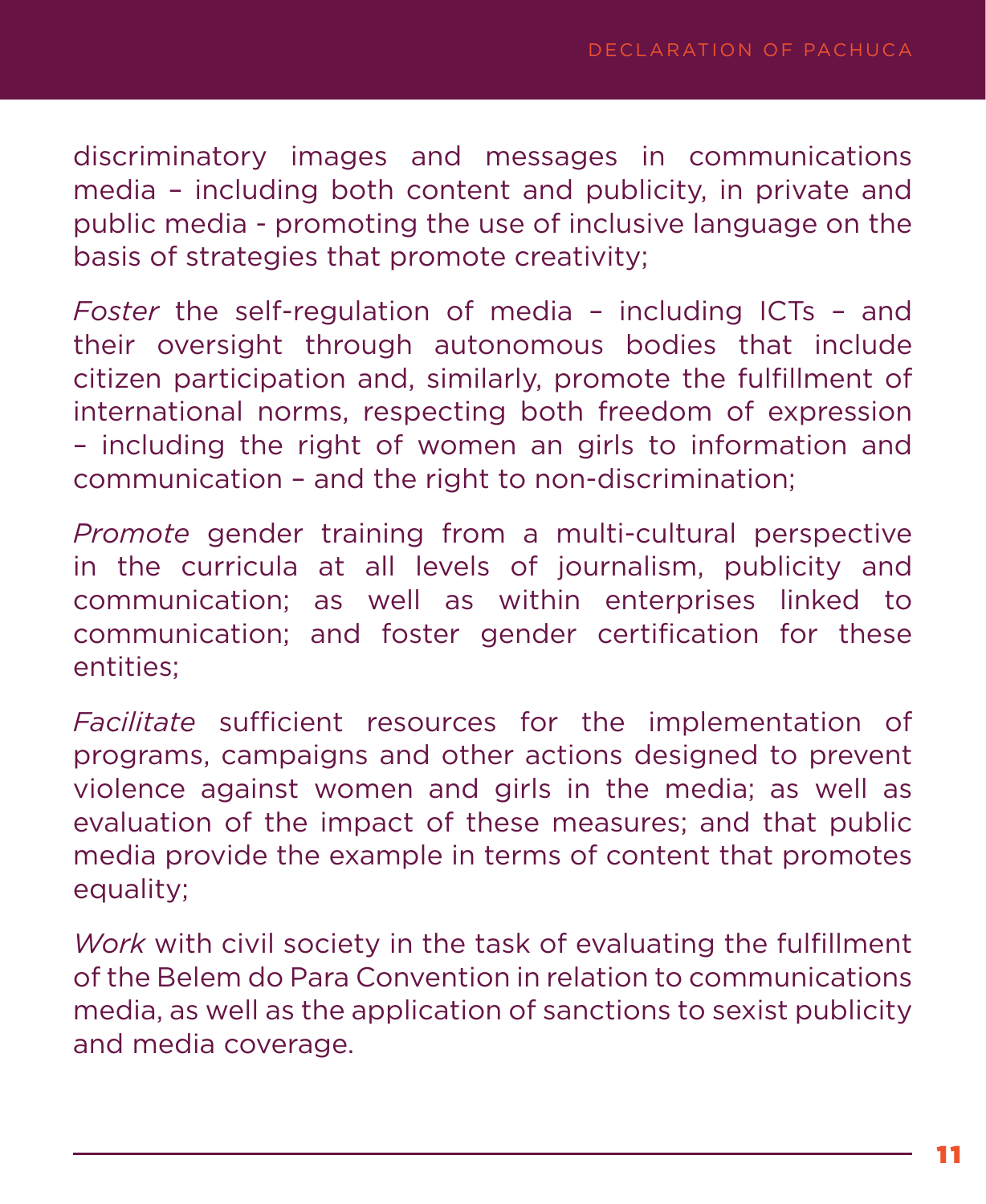discriminatory images and messages in communications media – including both content and publicity, in private and public media - promoting the use of inclusive language on the basis of strategies that promote creativity;

*Foster* the self-regulation of media – including ICTs – and their oversight through autonomous bodies that include citizen participation and, similarly, promote the fulfillment of international norms, respecting both freedom of expression – including the right of women an girls to information and communication – and the right to non-discrimination;

*Promote* gender training from a multi-cultural perspective in the curricula at all levels of journalism, publicity and communication; as well as within enterprises linked to communication; and foster gender certification for these entities;

*Facilitate* sufficient resources for the implementation of programs, campaigns and other actions designed to prevent violence against women and girls in the media; as well as evaluation of the impact of these measures; and that public media provide the example in terms of content that promotes equality;

*Work* with civil society in the task of evaluating the fulfillment of the Belem do Para Convention in relation to communications media, as well as the application of sanctions to sexist publicity and media coverage.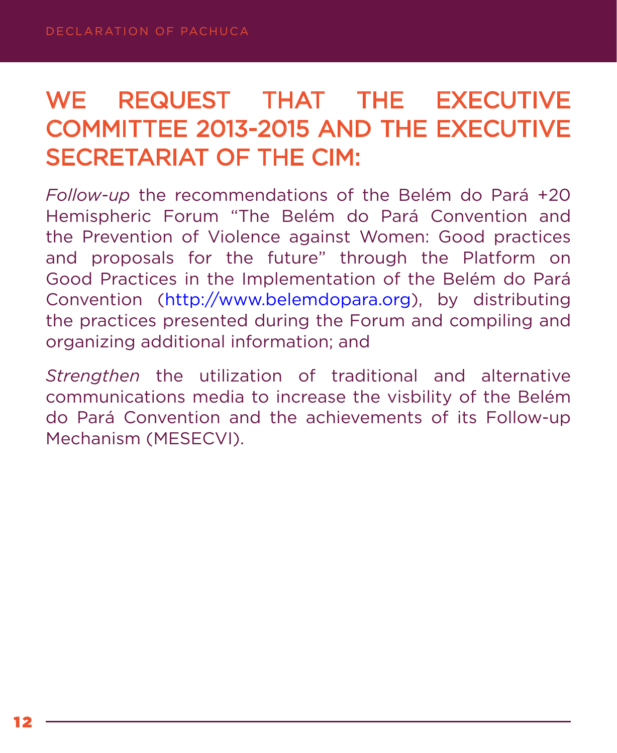## WE REQUEST THAT THE EXECUTIVE COMMITTEE 2013-2015 AND THE EXECUTIVE SECRETARIAT OF THE CIM:

*Follow-up* the recommendations of the Belém do Pará +20 Hemispheric Forum “The Belém do Pará Convention and the Prevention of Violence against Women: Good practices and proposals for the future” through the Platform on Good Practices in the Implementation of the Belém do Pará Convention (http://www.belemdopara.org), by distributing the practices presented during the Forum and compiling and organizing additional information; and

*Strengthen* the utilization of traditional and alternative communications media to increase the visbility of the Belém do Pará Convention and the achievements of its Follow-up Mechanism (MESECVI).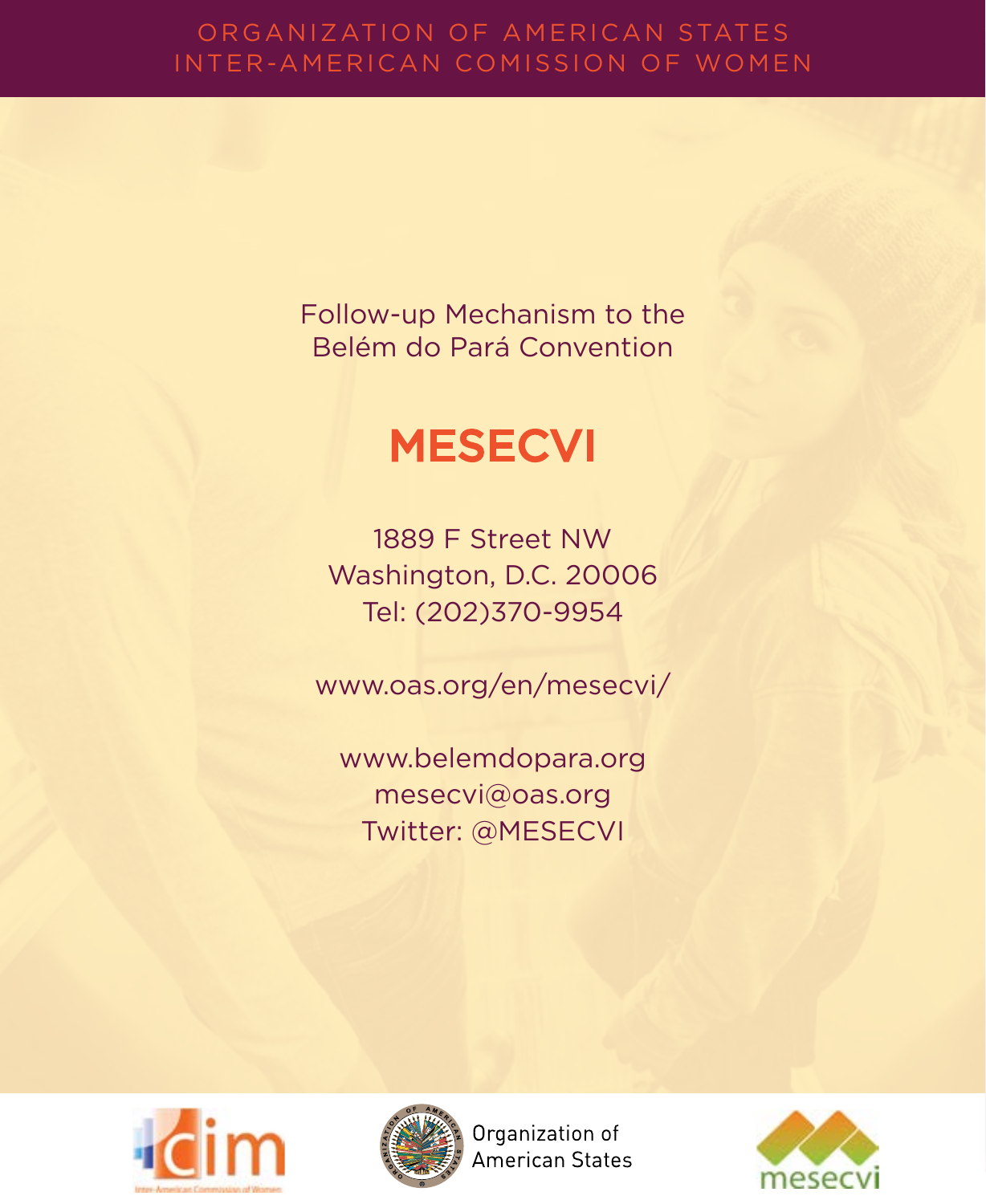ORGANIZATION OF AMERICAN STATES
INTER-AMERICAN COMISSION OF WOMEN

Follow-up Mechanism to the
Belém do Pará Convention

# MESECVI

1889 F Street NW
Washington, D.C. 20006
Tel: (202)370-9954

www.oas.org/en/mesecvi/

www.belemdopara.org
mesecvi@oas.org
Twitter: @MESECVI

Organization of American States